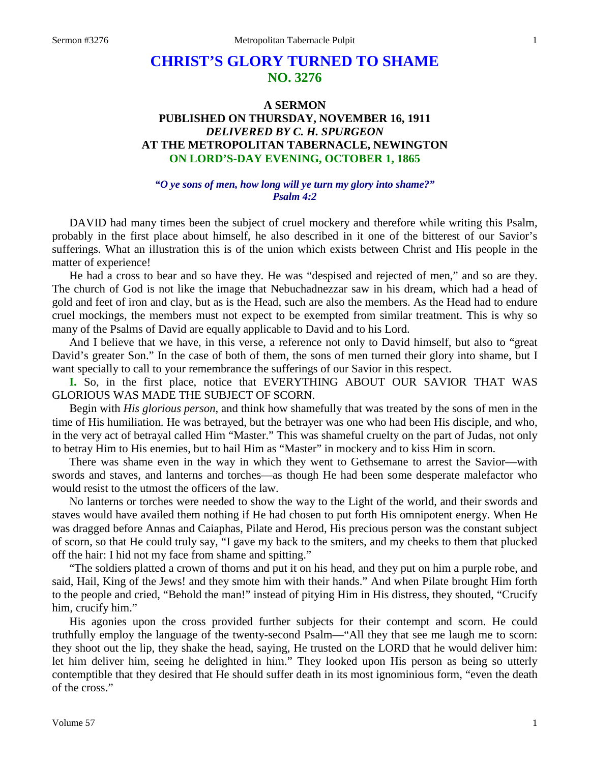# CHRIST'S GLORY TURNED TO SHAME
## NO. 3276

### A SERMON
### PUBLISHED ON THURSDAY, NOVEMBER 16, 1911
### *DELIVERED BY C. H. SPURGEON*
### AT THE METROPOLITAN TABERNACLE, NEWINGTON
### ON LORD'S-DAY EVENING, OCTOBER 1, 1865

***"O ye sons of men, how long will ye turn my glory into shame?"***
***Psalm 4:2***

DAVID had many times been the subject of cruel mockery and therefore while writing this Psalm, probably in the first place about himself, he also described in it one of the bitterest of our Savior's sufferings. What an illustration this is of the union which exists between Christ and His people in the matter of experience!

He had a cross to bear and so have they. He was "despised and rejected of men," and so are they. The church of God is not like the image that Nebuchadnezzar saw in his dream, which had a head of gold and feet of iron and clay, but as is the Head, such are also the members. As the Head had to endure cruel mockings, the members must not expect to be exempted from similar treatment. This is why so many of the Psalms of David are equally applicable to David and to his Lord.

And I believe that we have, in this verse, a reference not only to David himself, but also to "great David's greater Son." In the case of both of them, the sons of men turned their glory into shame, but I want specially to call to your remembrance the sufferings of our Savior in this respect.

**I.** So, in the first place, notice that EVERYTHING ABOUT OUR SAVIOR THAT WAS GLORIOUS WAS MADE THE SUBJECT OF SCORN.

Begin with *His glorious person*, and think how shamefully that was treated by the sons of men in the time of His humiliation. He was betrayed, but the betrayer was one who had been His disciple, and who, in the very act of betrayal called Him "Master." This was shameful cruelty on the part of Judas, not only to betray Him to His enemies, but to hail Him as "Master" in mockery and to kiss Him in scorn.

There was shame even in the way in which they went to Gethsemane to arrest the Savior—with swords and staves, and lanterns and torches—as though He had been some desperate malefactor who would resist to the utmost the officers of the law.

No lanterns or torches were needed to show the way to the Light of the world, and their swords and staves would have availed them nothing if He had chosen to put forth His omnipotent energy. When He was dragged before Annas and Caiaphas, Pilate and Herod, His precious person was the constant subject of scorn, so that He could truly say, "I gave my back to the smiters, and my cheeks to them that plucked off the hair: I hid not my face from shame and spitting."

"The soldiers platted a crown of thorns and put it on his head, and they put on him a purple robe, and said, Hail, King of the Jews! and they smote him with their hands." And when Pilate brought Him forth to the people and cried, "Behold the man!" instead of pitying Him in His distress, they shouted, "Crucify him, crucify him."

His agonies upon the cross provided further subjects for their contempt and scorn. He could truthfully employ the language of the twenty-second Psalm—"All they that see me laugh me to scorn: they shoot out the lip, they shake the head, saying, He trusted on the LORD that he would deliver him: let him deliver him, seeing he delighted in him." They looked upon His person as being so utterly contemptible that they desired that He should suffer death in its most ignominious form, "even the death of the cross."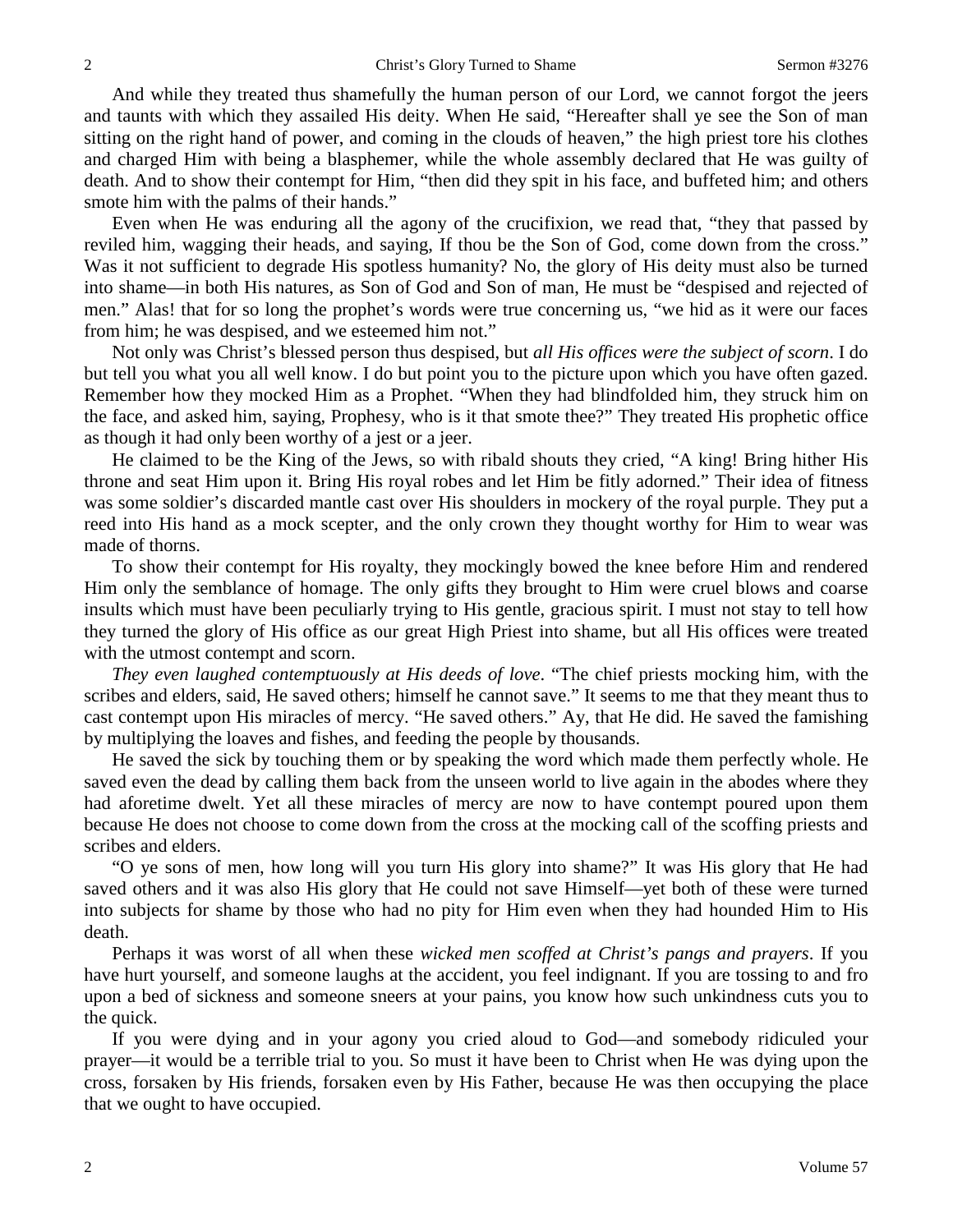And while they treated thus shamefully the human person of our Lord, we cannot forgot the jeers and taunts with which they assailed His deity. When He said, "Hereafter shall ye see the Son of man sitting on the right hand of power, and coming in the clouds of heaven," the high priest tore his clothes and charged Him with being a blasphemer, while the whole assembly declared that He was guilty of death. And to show their contempt for Him, "then did they spit in his face, and buffeted him; and others smote him with the palms of their hands."

Even when He was enduring all the agony of the crucifixion, we read that, "they that passed by reviled him, wagging their heads, and saying, If thou be the Son of God, come down from the cross." Was it not sufficient to degrade His spotless humanity? No, the glory of His deity must also be turned into shame—in both His natures, as Son of God and Son of man, He must be "despised and rejected of men." Alas! that for so long the prophet's words were true concerning us, "we hid as it were our faces from him; he was despised, and we esteemed him not."

Not only was Christ's blessed person thus despised, but *all His offices were the subject of scorn*. I do but tell you what you all well know. I do but point you to the picture upon which you have often gazed. Remember how they mocked Him as a Prophet. "When they had blindfolded him, they struck him on the face, and asked him, saying, Prophesy, who is it that smote thee?" They treated His prophetic office as though it had only been worthy of a jest or a jeer.

He claimed to be the King of the Jews, so with ribald shouts they cried, "A king! Bring hither His throne and seat Him upon it. Bring His royal robes and let Him be fitly adorned." Their idea of fitness was some soldier's discarded mantle cast over His shoulders in mockery of the royal purple. They put a reed into His hand as a mock scepter, and the only crown they thought worthy for Him to wear was made of thorns.

To show their contempt for His royalty, they mockingly bowed the knee before Him and rendered Him only the semblance of homage. The only gifts they brought to Him were cruel blows and coarse insults which must have been peculiarly trying to His gentle, gracious spirit. I must not stay to tell how they turned the glory of His office as our great High Priest into shame, but all His offices were treated with the utmost contempt and scorn.

*They even laughed contemptuously at His deeds of love*. "The chief priests mocking him, with the scribes and elders, said, He saved others; himself he cannot save." It seems to me that they meant thus to cast contempt upon His miracles of mercy. "He saved others." Ay, that He did. He saved the famishing by multiplying the loaves and fishes, and feeding the people by thousands.

He saved the sick by touching them or by speaking the word which made them perfectly whole. He saved even the dead by calling them back from the unseen world to live again in the abodes where they had aforetime dwelt. Yet all these miracles of mercy are now to have contempt poured upon them because He does not choose to come down from the cross at the mocking call of the scoffing priests and scribes and elders.

"O ye sons of men, how long will you turn His glory into shame?" It was His glory that He had saved others and it was also His glory that He could not save Himself—yet both of these were turned into subjects for shame by those who had no pity for Him even when they had hounded Him to His death.

Perhaps it was worst of all when these *wicked men scoffed at Christ's pangs and prayers*. If you have hurt yourself, and someone laughs at the accident, you feel indignant. If you are tossing to and fro upon a bed of sickness and someone sneers at your pains, you know how such unkindness cuts you to the quick.

If you were dying and in your agony you cried aloud to God—and somebody ridiculed your prayer—it would be a terrible trial to you. So must it have been to Christ when He was dying upon the cross, forsaken by His friends, forsaken even by His Father, because He was then occupying the place that we ought to have occupied.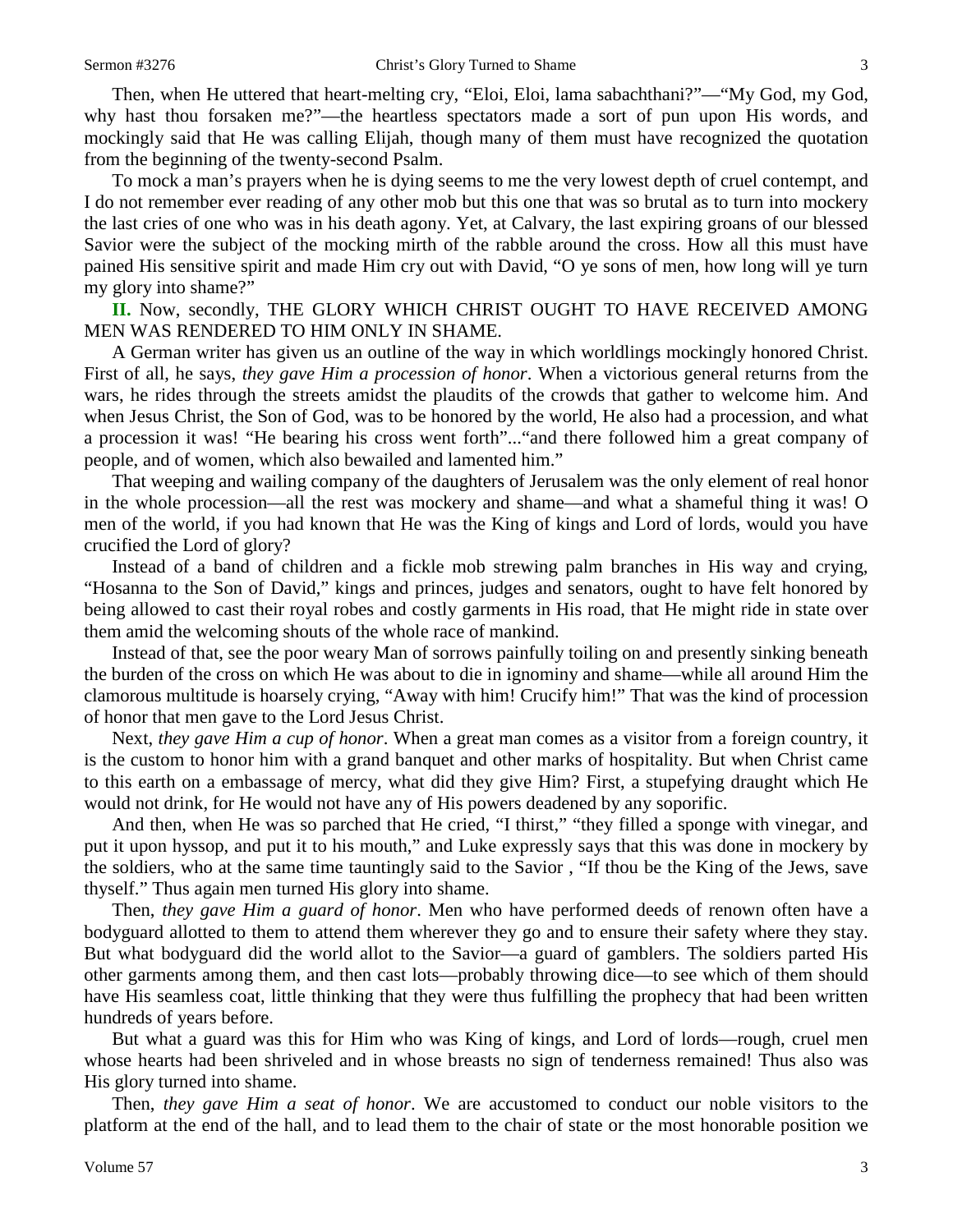Then, when He uttered that heart-melting cry, "Eloi, Eloi, lama sabachthani?"—"My God, my God, why hast thou forsaken me?"—the heartless spectators made a sort of pun upon His words, and mockingly said that He was calling Elijah, though many of them must have recognized the quotation from the beginning of the twenty-second Psalm.

To mock a man's prayers when he is dying seems to me the very lowest depth of cruel contempt, and I do not remember ever reading of any other mob but this one that was so brutal as to turn into mockery the last cries of one who was in his death agony. Yet, at Calvary, the last expiring groans of our blessed Savior were the subject of the mocking mirth of the rabble around the cross. How all this must have pained His sensitive spirit and made Him cry out with David, "O ye sons of men, how long will ye turn my glory into shame?"

**II.** Now, secondly, THE GLORY WHICH CHRIST OUGHT TO HAVE RECEIVED AMONG MEN WAS RENDERED TO HIM ONLY IN SHAME.

A German writer has given us an outline of the way in which worldlings mockingly honored Christ. First of all, he says, *they gave Him a procession of honor*. When a victorious general returns from the wars, he rides through the streets amidst the plaudits of the crowds that gather to welcome him. And when Jesus Christ, the Son of God, was to be honored by the world, He also had a procession, and what a procession it was! "He bearing his cross went forth"..."and there followed him a great company of people, and of women, which also bewailed and lamented him."

That weeping and wailing company of the daughters of Jerusalem was the only element of real honor in the whole procession—all the rest was mockery and shame—and what a shameful thing it was! O men of the world, if you had known that He was the King of kings and Lord of lords, would you have crucified the Lord of glory?

Instead of a band of children and a fickle mob strewing palm branches in His way and crying, "Hosanna to the Son of David," kings and princes, judges and senators, ought to have felt honored by being allowed to cast their royal robes and costly garments in His road, that He might ride in state over them amid the welcoming shouts of the whole race of mankind.

Instead of that, see the poor weary Man of sorrows painfully toiling on and presently sinking beneath the burden of the cross on which He was about to die in ignominy and shame—while all around Him the clamorous multitude is hoarsely crying, "Away with him! Crucify him!" That was the kind of procession of honor that men gave to the Lord Jesus Christ.

Next, *they gave Him a cup of honor*. When a great man comes as a visitor from a foreign country, it is the custom to honor him with a grand banquet and other marks of hospitality. But when Christ came to this earth on a embassage of mercy, what did they give Him? First, a stupefying draught which He would not drink, for He would not have any of His powers deadened by any soporific.

And then, when He was so parched that He cried, "I thirst," "they filled a sponge with vinegar, and put it upon hyssop, and put it to his mouth," and Luke expressly says that this was done in mockery by the soldiers, who at the same time tauntingly said to the Savior , "If thou be the King of the Jews, save thyself." Thus again men turned His glory into shame.

Then, *they gave Him a guard of honor*. Men who have performed deeds of renown often have a bodyguard allotted to them to attend them wherever they go and to ensure their safety where they stay. But what bodyguard did the world allot to the Savior—a guard of gamblers. The soldiers parted His other garments among them, and then cast lots—probably throwing dice—to see which of them should have His seamless coat, little thinking that they were thus fulfilling the prophecy that had been written hundreds of years before.

But what a guard was this for Him who was King of kings, and Lord of lords—rough, cruel men whose hearts had been shriveled and in whose breasts no sign of tenderness remained! Thus also was His glory turned into shame.

Then, *they gave Him a seat of honor*. We are accustomed to conduct our noble visitors to the platform at the end of the hall, and to lead them to the chair of state or the most honorable position we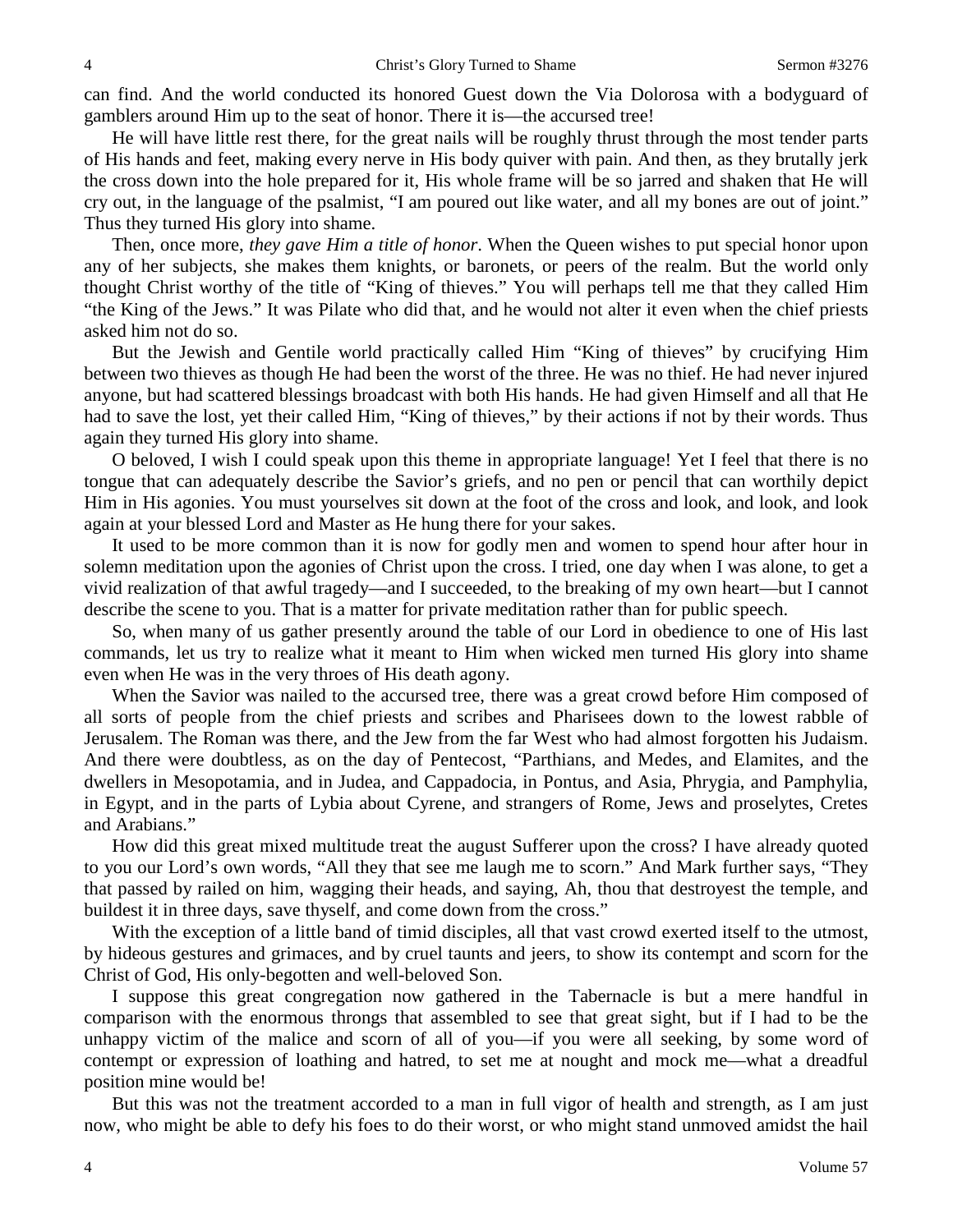can find. And the world conducted its honored Guest down the Via Dolorosa with a bodyguard of gamblers around Him up to the seat of honor. There it is—the accursed tree!

He will have little rest there, for the great nails will be roughly thrust through the most tender parts of His hands and feet, making every nerve in His body quiver with pain. And then, as they brutally jerk the cross down into the hole prepared for it, His whole frame will be so jarred and shaken that He will cry out, in the language of the psalmist, "I am poured out like water, and all my bones are out of joint." Thus they turned His glory into shame.

Then, once more, *they gave Him a title of honor*. When the Queen wishes to put special honor upon any of her subjects, she makes them knights, or baronets, or peers of the realm. But the world only thought Christ worthy of the title of "King of thieves." You will perhaps tell me that they called Him "the King of the Jews." It was Pilate who did that, and he would not alter it even when the chief priests asked him not do so.

But the Jewish and Gentile world practically called Him "King of thieves" by crucifying Him between two thieves as though He had been the worst of the three. He was no thief. He had never injured anyone, but had scattered blessings broadcast with both His hands. He had given Himself and all that He had to save the lost, yet their called Him, "King of thieves," by their actions if not by their words. Thus again they turned His glory into shame.

O beloved, I wish I could speak upon this theme in appropriate language! Yet I feel that there is no tongue that can adequately describe the Savior's griefs, and no pen or pencil that can worthily depict Him in His agonies. You must yourselves sit down at the foot of the cross and look, and look, and look again at your blessed Lord and Master as He hung there for your sakes.

It used to be more common than it is now for godly men and women to spend hour after hour in solemn meditation upon the agonies of Christ upon the cross. I tried, one day when I was alone, to get a vivid realization of that awful tragedy—and I succeeded, to the breaking of my own heart—but I cannot describe the scene to you. That is a matter for private meditation rather than for public speech.

So, when many of us gather presently around the table of our Lord in obedience to one of His last commands, let us try to realize what it meant to Him when wicked men turned His glory into shame even when He was in the very throes of His death agony.

When the Savior was nailed to the accursed tree, there was a great crowd before Him composed of all sorts of people from the chief priests and scribes and Pharisees down to the lowest rabble of Jerusalem. The Roman was there, and the Jew from the far West who had almost forgotten his Judaism. And there were doubtless, as on the day of Pentecost, "Parthians, and Medes, and Elamites, and the dwellers in Mesopotamia, and in Judea, and Cappadocia, in Pontus, and Asia, Phrygia, and Pamphylia, in Egypt, and in the parts of Lybia about Cyrene, and strangers of Rome, Jews and proselytes, Cretes and Arabians."

How did this great mixed multitude treat the august Sufferer upon the cross? I have already quoted to you our Lord's own words, "All they that see me laugh me to scorn." And Mark further says, "They that passed by railed on him, wagging their heads, and saying, Ah, thou that destroyest the temple, and buildest it in three days, save thyself, and come down from the cross."

With the exception of a little band of timid disciples, all that vast crowd exerted itself to the utmost, by hideous gestures and grimaces, and by cruel taunts and jeers, to show its contempt and scorn for the Christ of God, His only-begotten and well-beloved Son.

I suppose this great congregation now gathered in the Tabernacle is but a mere handful in comparison with the enormous throngs that assembled to see that great sight, but if I had to be the unhappy victim of the malice and scorn of all of you—if you were all seeking, by some word of contempt or expression of loathing and hatred, to set me at nought and mock me—what a dreadful position mine would be!

But this was not the treatment accorded to a man in full vigor of health and strength, as I am just now, who might be able to defy his foes to do their worst, or who might stand unmoved amidst the hail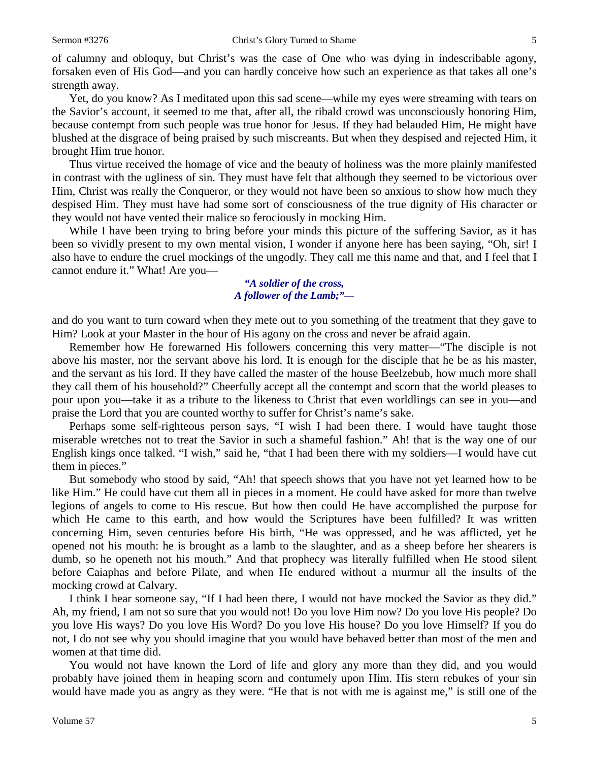of calumny and obloquy, but Christ's was the case of One who was dying in indescribable agony, forsaken even of His God—and you can hardly conceive how such an experience as that takes all one's strength away.

Yet, do you know? As I meditated upon this sad scene—while my eyes were streaming with tears on the Savior's account, it seemed to me that, after all, the ribald crowd was unconsciously honoring Him, because contempt from such people was true honor for Jesus. If they had belauded Him, He might have blushed at the disgrace of being praised by such miscreants. But when they despised and rejected Him, it brought Him true honor.

Thus virtue received the homage of vice and the beauty of holiness was the more plainly manifested in contrast with the ugliness of sin. They must have felt that although they seemed to be victorious over Him, Christ was really the Conqueror, or they would not have been so anxious to show how much they despised Him. They must have had some sort of consciousness of the true dignity of His character or they would not have vented their malice so ferociously in mocking Him.

While I have been trying to bring before your minds this picture of the suffering Savior, as it has been so vividly present to my own mental vision, I wonder if anyone here has been saying, "Oh, sir! I also have to endure the cruel mockings of the ungodly. They call me this name and that, and I feel that I cannot endure it." What! Are you—

> ***"A soldier of the cross,***
> ***A follower of the Lamb;"—***

and do you want to turn coward when they mete out to you something of the treatment that they gave to Him? Look at your Master in the hour of His agony on the cross and never be afraid again.

Remember how He forewarned His followers concerning this very matter—"The disciple is not above his master, nor the servant above his lord. It is enough for the disciple that he be as his master, and the servant as his lord. If they have called the master of the house Beelzebub, how much more shall they call them of his household?" Cheerfully accept all the contempt and scorn that the world pleases to pour upon you—take it as a tribute to the likeness to Christ that even worldlings can see in you—and praise the Lord that you are counted worthy to suffer for Christ's name's sake.

Perhaps some self-righteous person says, "I wish I had been there. I would have taught those miserable wretches not to treat the Savior in such a shameful fashion." Ah! that is the way one of our English kings once talked. "I wish," said he, "that I had been there with my soldiers—I would have cut them in pieces."

But somebody who stood by said, "Ah! that speech shows that you have not yet learned how to be like Him." He could have cut them all in pieces in a moment. He could have asked for more than twelve legions of angels to come to His rescue. But how then could He have accomplished the purpose for which He came to this earth, and how would the Scriptures have been fulfilled? It was written concerning Him, seven centuries before His birth, "He was oppressed, and he was afflicted, yet he opened not his mouth: he is brought as a lamb to the slaughter, and as a sheep before her shearers is dumb, so he openeth not his mouth." And that prophecy was literally fulfilled when He stood silent before Caiaphas and before Pilate, and when He endured without a murmur all the insults of the mocking crowd at Calvary.

I think I hear someone say, "If I had been there, I would not have mocked the Savior as they did." Ah, my friend, I am not so sure that you would not! Do you love Him now? Do you love His people? Do you love His ways? Do you love His Word? Do you love His house? Do you love Himself? If you do not, I do not see why you should imagine that you would have behaved better than most of the men and women at that time did.

You would not have known the Lord of life and glory any more than they did, and you would probably have joined them in heaping scorn and contumely upon Him. His stern rebukes of your sin would have made you as angry as they were. "He that is not with me is against me," is still one of the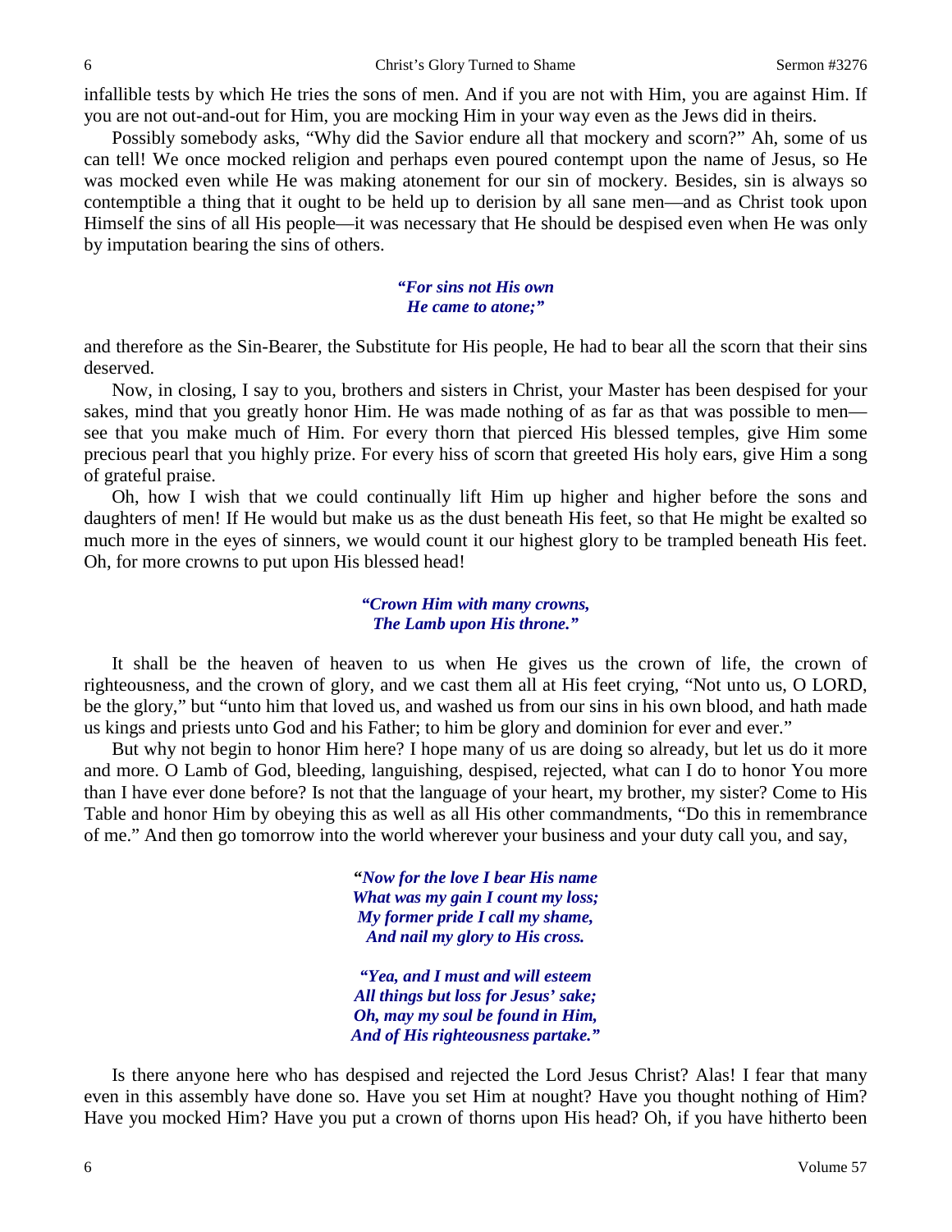infallible tests by which He tries the sons of men. And if you are not with Him, you are against Him. If you are not out-and-out for Him, you are mocking Him in your way even as the Jews did in theirs.

Possibly somebody asks, "Why did the Savior endure all that mockery and scorn?" Ah, some of us can tell! We once mocked religion and perhaps even poured contempt upon the name of Jesus, so He was mocked even while He was making atonement for our sin of mockery. Besides, sin is always so contemptible a thing that it ought to be held up to derision by all sane men—and as Christ took upon Himself the sins of all His people—it was necessary that He should be despised even when He was only by imputation bearing the sins of others.

*"For sins not His own*
*He came to atone;"*

and therefore as the Sin-Bearer, the Substitute for His people, He had to bear all the scorn that their sins deserved.

Now, in closing, I say to you, brothers and sisters in Christ, your Master has been despised for your sakes, mind that you greatly honor Him. He was made nothing of as far as that was possible to men—see that you make much of Him. For every thorn that pierced His blessed temples, give Him some precious pearl that you highly prize. For every hiss of scorn that greeted His holy ears, give Him a song of grateful praise.

Oh, how I wish that we could continually lift Him up higher and higher before the sons and daughters of men! If He would but make us as the dust beneath His feet, so that He might be exalted so much more in the eyes of sinners, we would count it our highest glory to be trampled beneath His feet. Oh, for more crowns to put upon His blessed head!

*"Crown Him with many crowns,*
*The Lamb upon His throne."*

It shall be the heaven of heaven to us when He gives us the crown of life, the crown of righteousness, and the crown of glory, and we cast them all at His feet crying, "Not unto us, O LORD, be the glory," but "unto him that loved us, and washed us from our sins in his own blood, and hath made us kings and priests unto God and his Father; to him be glory and dominion for ever and ever."

But why not begin to honor Him here? I hope many of us are doing so already, but let us do it more and more. O Lamb of God, bleeding, languishing, despised, rejected, what can I do to honor You more than I have ever done before? Is not that the language of your heart, my brother, my sister? Come to His Table and honor Him by obeying this as well as all His other commandments, "Do this in remembrance of me." And then go tomorrow into the world wherever your business and your duty call you, and say,

*"Now for the love I bear His name*
*What was my gain I count my loss;*
*My former pride I call my shame,*
*And nail my glory to His cross.*

*"Yea, and I must and will esteem*
*All things but loss for Jesus' sake;*
*Oh, may my soul be found in Him,*
*And of His righteousness partake."*

Is there anyone here who has despised and rejected the Lord Jesus Christ? Alas! I fear that many even in this assembly have done so. Have you set Him at nought? Have you thought nothing of Him? Have you mocked Him? Have you put a crown of thorns upon His head? Oh, if you have hitherto been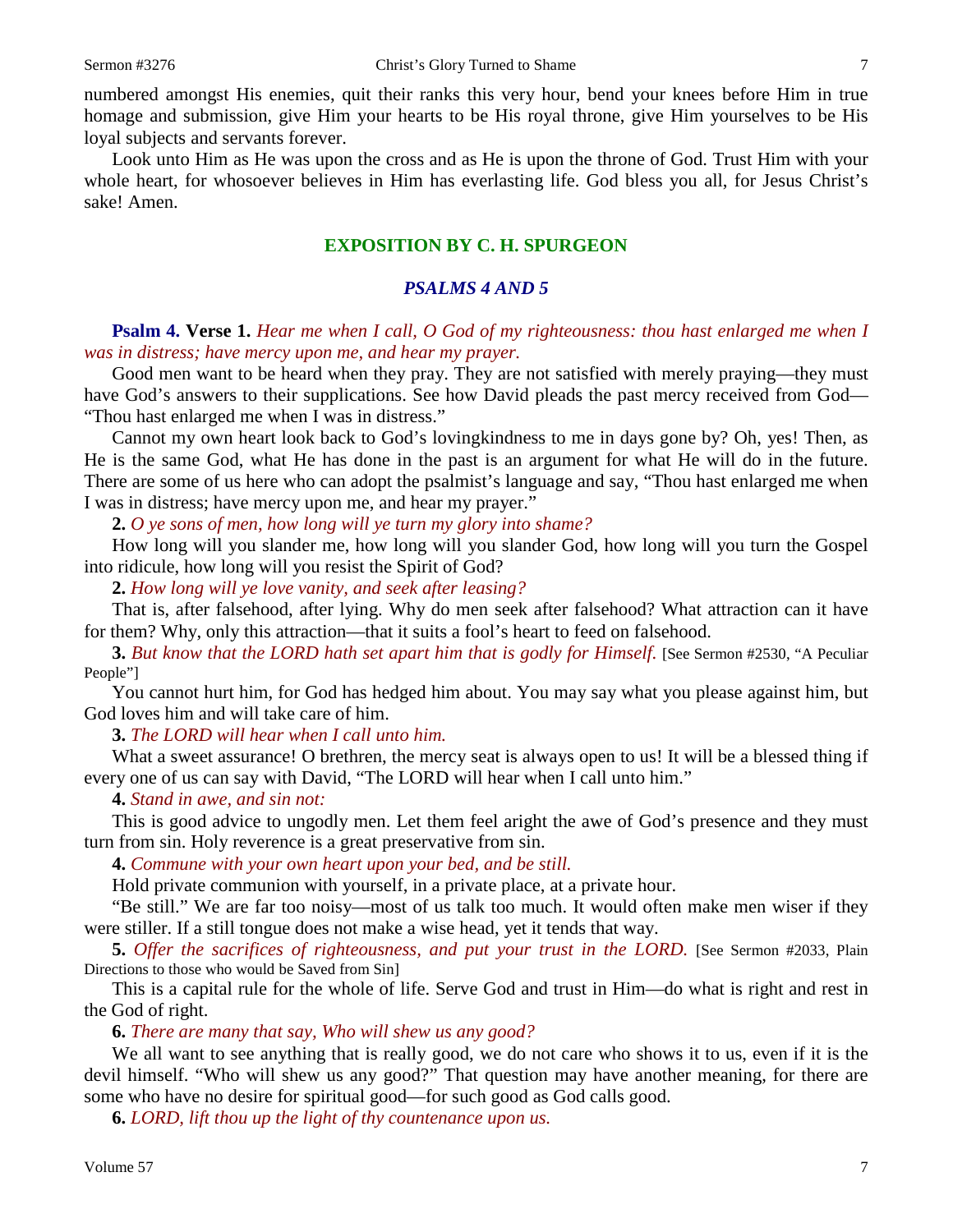numbered amongst His enemies, quit their ranks this very hour, bend your knees before Him in true homage and submission, give Him your hearts to be His royal throne, give Him yourselves to be His loyal subjects and servants forever.

Look unto Him as He was upon the cross and as He is upon the throne of God. Trust Him with your whole heart, for whosoever believes in Him has everlasting life. God bless you all, for Jesus Christ's sake! Amen.

## EXPOSITION BY C. H. SPURGEON

### *PSALMS 4 AND 5*

**Psalm 4. Verse 1.** *Hear me when I call, O God of my righteousness: thou hast enlarged me when I was in distress; have mercy upon me, and hear my prayer.*

Good men want to be heard when they pray. They are not satisfied with merely praying—they must have God's answers to their supplications. See how David pleads the past mercy received from God—"Thou hast enlarged me when I was in distress."

Cannot my own heart look back to God's lovingkindness to me in days gone by? Oh, yes! Then, as He is the same God, what He has done in the past is an argument for what He will do in the future. There are some of us here who can adopt the psalmist's language and say, "Thou hast enlarged me when I was in distress; have mercy upon me, and hear my prayer."

**2.** *O ye sons of men, how long will ye turn my glory into shame?*

How long will you slander me, how long will you slander God, how long will you turn the Gospel into ridicule, how long will you resist the Spirit of God?

**2.** *How long will ye love vanity, and seek after leasing?*

That is, after falsehood, after lying. Why do men seek after falsehood? What attraction can it have for them? Why, only this attraction—that it suits a fool's heart to feed on falsehood.

**3.** *But know that the LORD hath set apart him that is godly for Himself.* [See Sermon #2530, "A Peculiar People"]

You cannot hurt him, for God has hedged him about. You may say what you please against him, but God loves him and will take care of him.

**3.** *The LORD will hear when I call unto him.*

What a sweet assurance! O brethren, the mercy seat is always open to us! It will be a blessed thing if every one of us can say with David, "The LORD will hear when I call unto him."

**4.** *Stand in awe, and sin not:*

This is good advice to ungodly men. Let them feel aright the awe of God's presence and they must turn from sin. Holy reverence is a great preservative from sin.

**4.** *Commune with your own heart upon your bed, and be still.*

Hold private communion with yourself, in a private place, at a private hour.

"Be still." We are far too noisy—most of us talk too much. It would often make men wiser if they were stiller. If a still tongue does not make a wise head, yet it tends that way.

**5.** *Offer the sacrifices of righteousness, and put your trust in the LORD.* [See Sermon #2033, Plain Directions to those who would be Saved from Sin]

This is a capital rule for the whole of life. Serve God and trust in Him—do what is right and rest in the God of right.

**6.** *There are many that say, Who will shew us any good?*

We all want to see anything that is really good, we do not care who shows it to us, even if it is the devil himself. "Who will shew us any good?" That question may have another meaning, for there are some who have no desire for spiritual good—for such good as God calls good.

**6.** *LORD, lift thou up the light of thy countenance upon us.*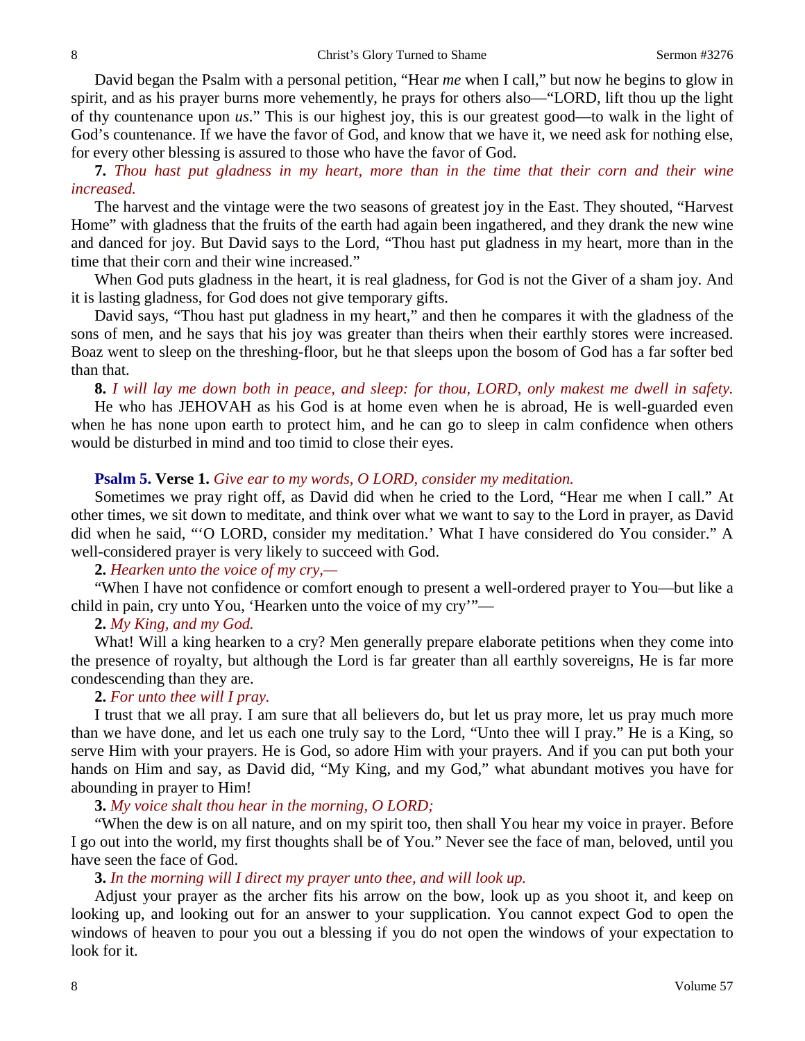David began the Psalm with a personal petition, "Hear *me* when I call," but now he begins to glow in spirit, and as his prayer burns more vehemently, he prays for others also—"LORD, lift thou up the light of thy countenance upon *us*." This is our highest joy, this is our greatest good—to walk in the light of God's countenance. If we have the favor of God, and know that we have it, we need ask for nothing else, for every other blessing is assured to those who have the favor of God.

**7.** *Thou hast put gladness in my heart, more than in the time that their corn and their wine increased.*

The harvest and the vintage were the two seasons of greatest joy in the East. They shouted, "Harvest Home" with gladness that the fruits of the earth had again been ingathered, and they drank the new wine and danced for joy. But David says to the Lord, "Thou hast put gladness in my heart, more than in the time that their corn and their wine increased."

When God puts gladness in the heart, it is real gladness, for God is not the Giver of a sham joy. And it is lasting gladness, for God does not give temporary gifts.

David says, "Thou hast put gladness in my heart," and then he compares it with the gladness of the sons of men, and he says that his joy was greater than theirs when their earthly stores were increased. Boaz went to sleep on the threshing-floor, but he that sleeps upon the bosom of God has a far softer bed than that.

**8.** *I will lay me down both in peace, and sleep: for thou, LORD, only makest me dwell in safety.*

He who has JEHOVAH as his God is at home even when he is abroad, He is well-guarded even when he has none upon earth to protect him, and he can go to sleep in calm confidence when others would be disturbed in mind and too timid to close their eyes.

**Psalm 5. Verse 1.** *Give ear to my words, O LORD, consider my meditation.*

Sometimes we pray right off, as David did when he cried to the Lord, "Hear me when I call." At other times, we sit down to meditate, and think over what we want to say to the Lord in prayer, as David did when he said, "'O LORD, consider my meditation.' What I have considered do You consider." A well-considered prayer is very likely to succeed with God.

**2.** *Hearken unto the voice of my cry,—*

"When I have not confidence or comfort enough to present a well-ordered prayer to You—but like a child in pain, cry unto You, 'Hearken unto the voice of my cry'"—

**2.** *My King, and my God.*

What! Will a king hearken to a cry? Men generally prepare elaborate petitions when they come into the presence of royalty, but although the Lord is far greater than all earthly sovereigns, He is far more condescending than they are.

**2.** *For unto thee will I pray.*

I trust that we all pray. I am sure that all believers do, but let us pray more, let us pray much more than we have done, and let us each one truly say to the Lord, "Unto thee will I pray." He is a King, so serve Him with your prayers. He is God, so adore Him with your prayers. And if you can put both your hands on Him and say, as David did, "My King, and my God," what abundant motives you have for abounding in prayer to Him!

**3.** *My voice shalt thou hear in the morning, O LORD;*

"When the dew is on all nature, and on my spirit too, then shall You hear my voice in prayer. Before I go out into the world, my first thoughts shall be of You." Never see the face of man, beloved, until you have seen the face of God.

**3.** *In the morning will I direct my prayer unto thee, and will look up.*

Adjust your prayer as the archer fits his arrow on the bow, look up as you shoot it, and keep on looking up, and looking out for an answer to your supplication. You cannot expect God to open the windows of heaven to pour you out a blessing if you do not open the windows of your expectation to look for it.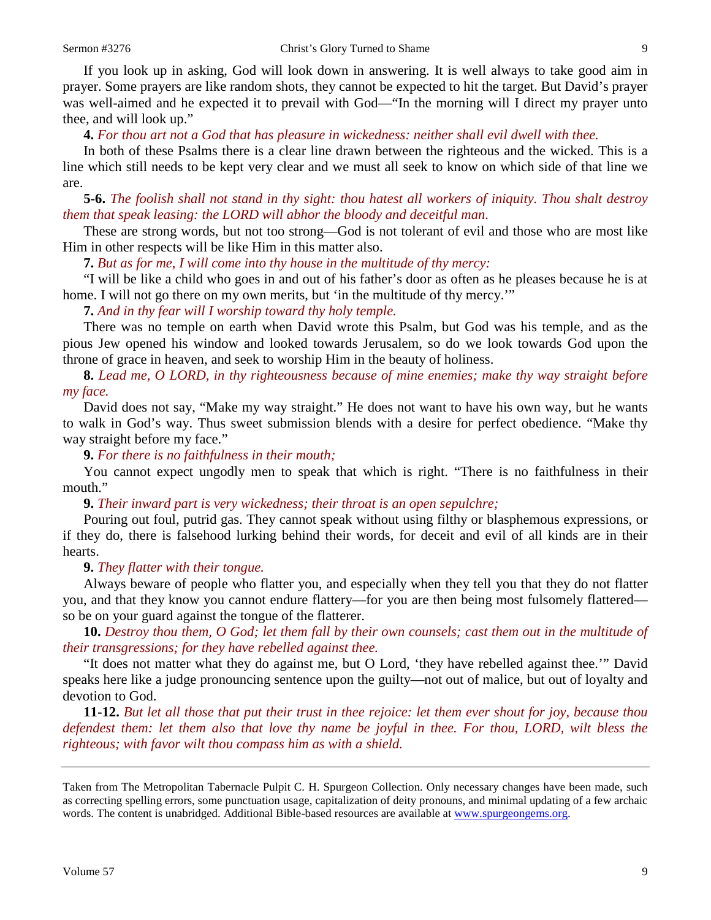If you look up in asking, God will look down in answering. It is well always to take good aim in prayer. Some prayers are like random shots, they cannot be expected to hit the target. But David's prayer was well-aimed and he expected it to prevail with God—"In the morning will I direct my prayer unto thee, and will look up."

**4.** *For thou art not a God that has pleasure in wickedness: neither shall evil dwell with thee.*

In both of these Psalms there is a clear line drawn between the righteous and the wicked. This is a line which still needs to be kept very clear and we must all seek to know on which side of that line we are.

**5-6.** *The foolish shall not stand in thy sight: thou hatest all workers of iniquity. Thou shalt destroy them that speak leasing: the LORD will abhor the bloody and deceitful man.*

These are strong words, but not too strong—God is not tolerant of evil and those who are most like Him in other respects will be like Him in this matter also.

**7.** *But as for me, I will come into thy house in the multitude of thy mercy:*

"I will be like a child who goes in and out of his father's door as often as he pleases because he is at home. I will not go there on my own merits, but 'in the multitude of thy mercy.'"

**7.** *And in thy fear will I worship toward thy holy temple.*

There was no temple on earth when David wrote this Psalm, but God was his temple, and as the pious Jew opened his window and looked towards Jerusalem, so do we look towards God upon the throne of grace in heaven, and seek to worship Him in the beauty of holiness.

**8.** *Lead me, O LORD, in thy righteousness because of mine enemies; make thy way straight before my face.*

David does not say, "Make my way straight." He does not want to have his own way, but he wants to walk in God's way. Thus sweet submission blends with a desire for perfect obedience. "Make thy way straight before my face."

**9.** *For there is no faithfulness in their mouth;*

You cannot expect ungodly men to speak that which is right. "There is no faithfulness in their mouth."

**9.** *Their inward part is very wickedness; their throat is an open sepulchre;*

Pouring out foul, putrid gas. They cannot speak without using filthy or blasphemous expressions, or if they do, there is falsehood lurking behind their words, for deceit and evil of all kinds are in their hearts.

**9.** *They flatter with their tongue.*

Always beware of people who flatter you, and especially when they tell you that they do not flatter you, and that they know you cannot endure flattery—for you are then being most fulsomely flattered—so be on your guard against the tongue of the flatterer.

**10.** *Destroy thou them, O God; let them fall by their own counsels; cast them out in the multitude of their transgressions; for they have rebelled against thee.*

"It does not matter what they do against me, but O Lord, 'they have rebelled against thee.'" David speaks here like a judge pronouncing sentence upon the guilty—not out of malice, but out of loyalty and devotion to God.

**11-12.** *But let all those that put their trust in thee rejoice: let them ever shout for joy, because thou defendest them: let them also that love thy name be joyful in thee. For thou, LORD, wilt bless the righteous; with favor wilt thou compass him as with a shield.*

---

Taken from The Metropolitan Tabernacle Pulpit C. H. Spurgeon Collection. Only necessary changes have been made, such as correcting spelling errors, some punctuation usage, capitalization of deity pronouns, and minimal updating of a few archaic words. The content is unabridged. Additional Bible-based resources are available at www.spurgeongems.org.